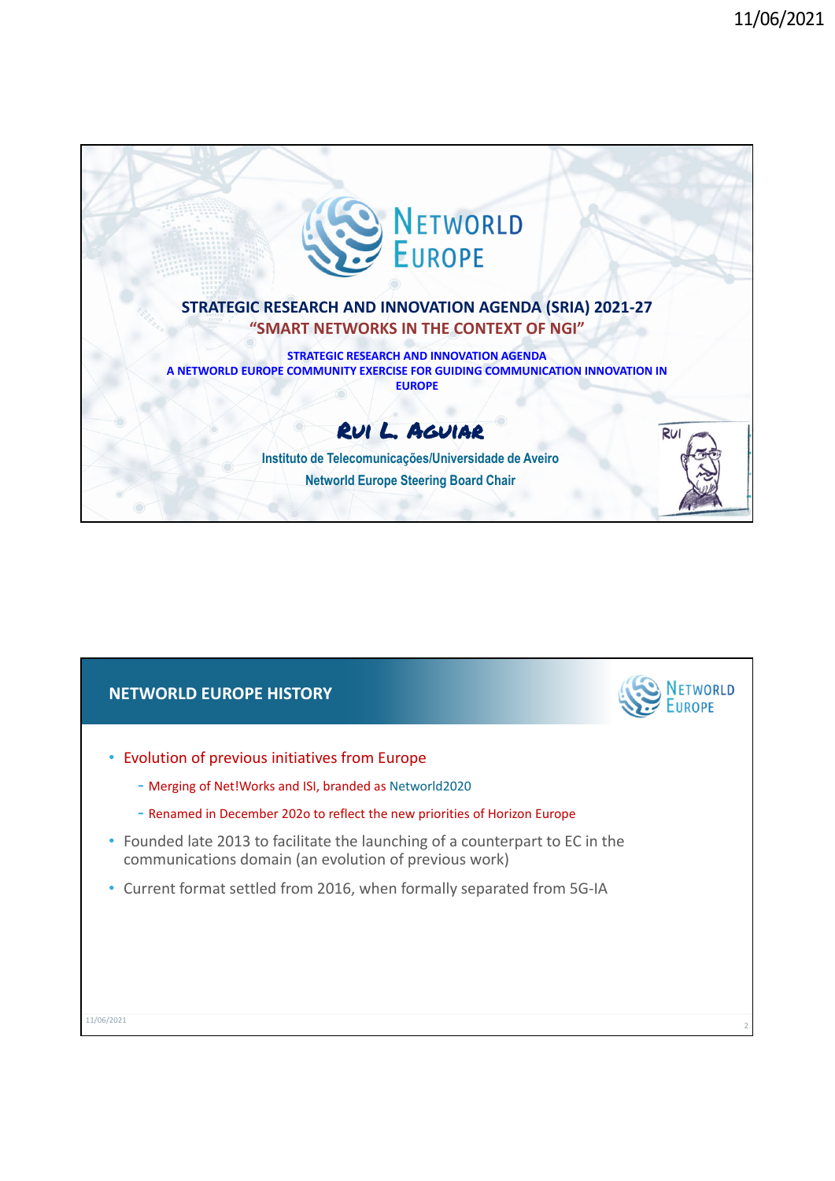# STRATEGIC RESEARCH AND INNOVATION AGENDA (SRIA) 2021-27

## "SMART NETWORKS IN THE CONTEXT OF NGI"

**STRATEGIC RESEARCH AND INNOVATION AGENDA**
**A NETWORLD EUROPE COMMUNITY EXERCISE FOR GUIDING COMMUNICATION INNOVATION IN EUROPE**

**Rui L. Aguiar**

Instituto de Telecomunicações/Universidade de Aveiro

Networld Europe Steering Board Chair

---

## NETWORLD EUROPE HISTORY

- Evolution of previous initiatives from Europe
  - Merging of Net!Works and ISI, branded as Networld2020
  - Renamed in December 202o to reflect the new priorities of Horizon Europe
- Founded late 2013 to facilitate the launching of a counterpart to EC in the communications domain (an evolution of previous work)
- Current format settled from 2016, when formally separated from 5G-IA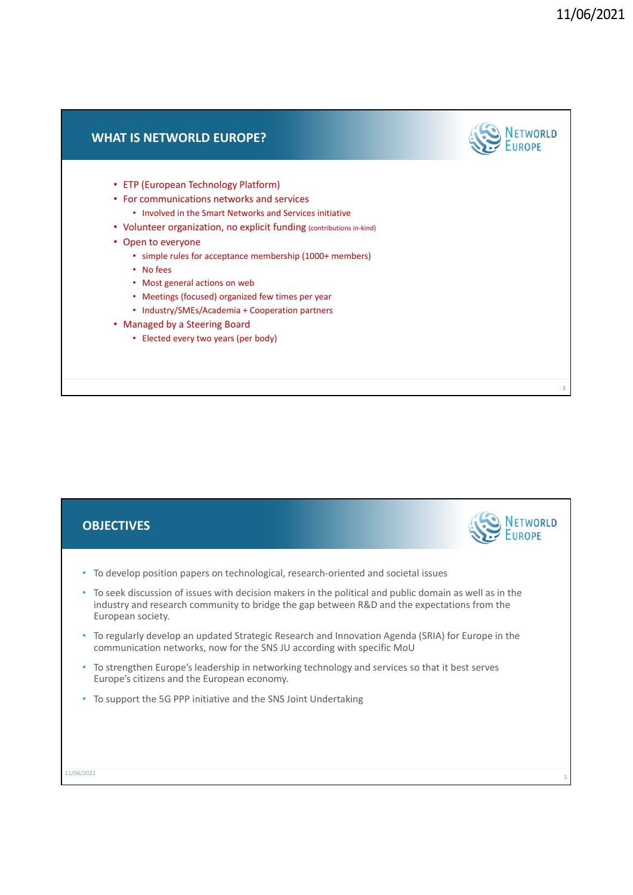## WHAT IS NETWORLD EUROPE?

- ETP (European Technology Platform)
- For communications networks and services
  - Involved in the Smart Networks and Services initiative
- Volunteer organization, no explicit funding (contributions in-kind)
- Open to everyone
  - simple rules for acceptance membership (1000+ members)
  - No fees
  - Most general actions on web
  - Meetings (focused) organized few times per year
  - Industry/SMEs/Academia + Cooperation partners
- Managed by a Steering Board
  - Elected every two years (per body)

## OBJECTIVES

- To develop position papers on technological, research-oriented and societal issues
- To seek discussion of issues with decision makers in the political and public domain as well as in the industry and research community to bridge the gap between R&D and the expectations from the European society.
- To regularly develop an updated Strategic Research and Innovation Agenda (SRIA) for Europe in the communication networks, now for the SNS JU according with specific MoU
- To strengthen Europe's leadership in networking technology and services so that it best serves Europe's citizens and the European economy.
- To support the 5G PPP initiative and the SNS Joint Undertaking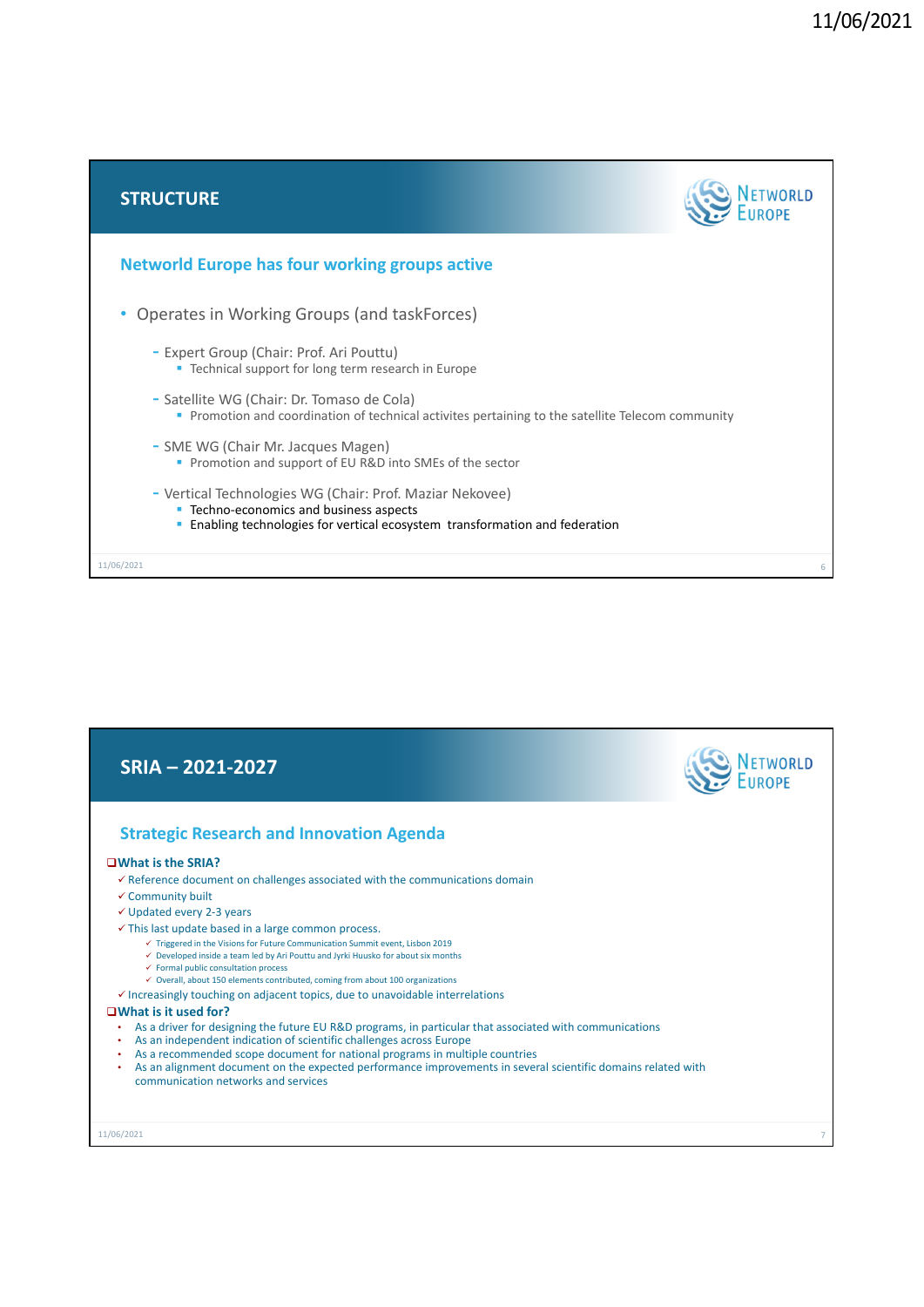## STRUCTURE

### Networld Europe has four working groups active

- Operates in Working Groups (and taskForces)
  - Expert Group (Chair: Prof. Ari Pouttu)
    - Technical support for long term research in Europe
  - Satellite WG (Chair: Dr. Tomaso de Cola)
    - Promotion and coordination of technical activites pertaining to the satellite Telecom community
  - SME WG (Chair Mr. Jacques Magen)
    - Promotion and support of EU R&D into SMEs of the sector
  - Vertical Technologies WG (Chair: Prof. Maziar Nekovee)
    - Techno-economics and business aspects
    - Enabling technologies for vertical ecosystem transformation and federation

## SRIA – 2021-2027

### Strategic Research and Innovation Agenda

**What is the SRIA?**

- ✓ Reference document on challenges associated with the communications domain
- ✓ Community built
- ✓ Updated every 2-3 years
- ✓ This last update based in a large common process.
  - ✓ Triggered in the Visions for Future Communication Summit event, Lisbon 2019
  - ✓ Developed inside a team led by Ari Pouttu and Jyrki Huusko for about six months
  - ✓ Formal public consultation process
  - ✓ Overall, about 150 elements contributed, coming from about 100 organizations
- ✓ Increasingly touching on adjacent topics, due to unavoidable interrelations

**What is it used for?**

- As a driver for designing the future EU R&D programs, in particular that associated with communications
- As an independent indication of scientific challenges across Europe
- As a recommended scope document for national programs in multiple countries
- As an alignment document on the expected performance improvements in several scientific domains related with communication networks and services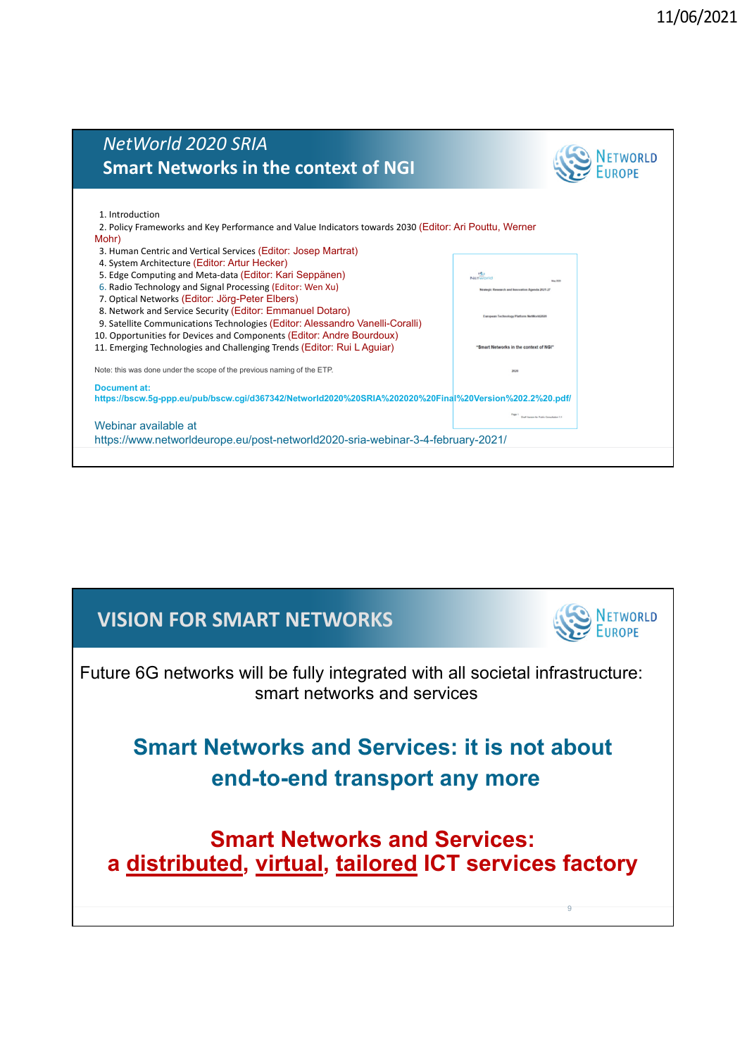## NetWorld 2020 SRIA
## Smart Networks in the context of NGI

1. Introduction
2. Policy Frameworks and Key Performance and Value Indicators towards 2030 (Editor: Ari Pouttu, Werner Mohr)
3. Human Centric and Vertical Services (Editor: Josep Martrat)
4. System Architecture (Editor: Artur Hecker)
5. Edge Computing and Meta-data (Editor: Kari Seppänen)
6. Radio Technology and Signal Processing (Editor: Wen Xu)
7. Optical Networks (Editor: Jörg-Peter Elbers)
8. Network and Service Security (Editor: Emmanuel Dotaro)
9. Satellite Communications Technologies (Editor: Alessandro Vanelli-Coralli)
10. Opportunities for Devices and Components (Editor: Andre Bourdoux)
11. Emerging Technologies and Challenging Trends (Editor: Rui L Aguiar)

Note: this was done under the scope of the previous naming of the ETP.

**Document at:**
**https://bscw.5g-ppp.eu/pub/bscw.cgi/d367342/Networld2020%20SRIA%202020%20Final%20Version%202.2%20.pdf/**

Webinar available at
https://www.networldeurope.eu/post-networld2020-sria-webinar-3-4-february-2021/

## VISION FOR SMART NETWORKS

Future 6G networks will be fully integrated with all societal infrastructure: smart networks and services

**Smart Networks and Services: it is not about end-to-end transport any more**

**Smart Networks and Services: a distributed, virtual, tailored ICT services factory**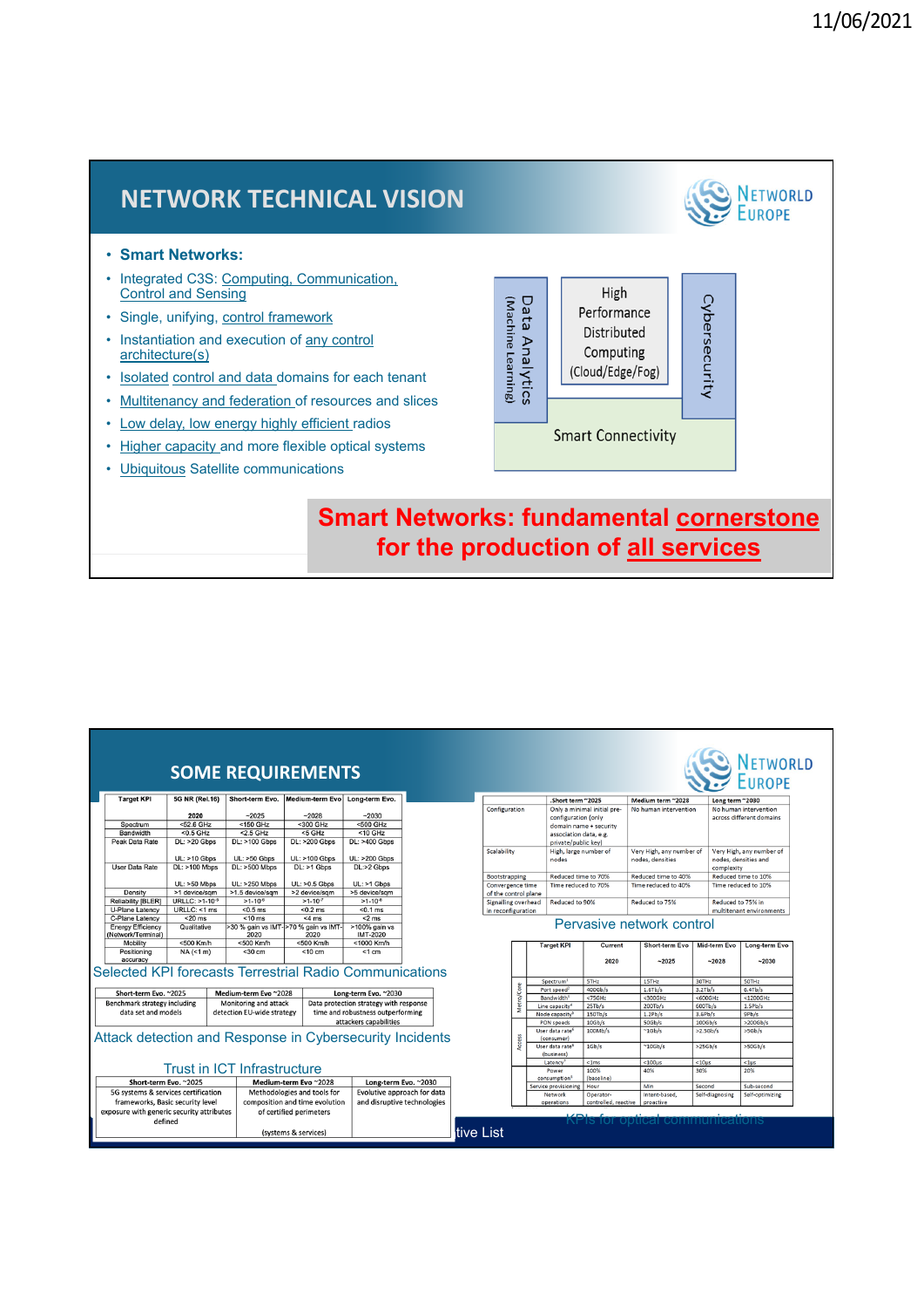## NETWORK TECHNICAL VISION

NetWorld Europe

- **Smart Networks:**
- Integrated C3S: Computing, Communication, Control and Sensing
- Single, unifying, control framework
- Instantiation and execution of any control architecture(s)
- Isolated control and data domains for each tenant
- Multitenancy and federation of resources and slices
- Low delay, low energy highly efficient radios
- Higher capacity and more flexible optical systems
- Ubiquitous Satellite communications

Data Analytics (Machine Learning) | High Performance Distributed Computing (Cloud/Edge/Fog) | Cybersecurity | Smart Connectivity

**Smart Networks: fundamental cornerstone for the production of all services**

## SOME REQUIREMENTS

NetWorld Europe

| Target KPI | 5G NR (Rel.16) 2020 | Short-term Evo. ~2025 | Medium-term Evo ~2028 | Long-term Evo. ~2030 |
|---|---|---|---|---|
| Spectrum | <52.6 GHz | <150 GHz | <300 GHz | <500 GHz |
| Bandwidth | <0.5 GHz | <2.5 GHz | <5 GHz | <10 GHz |
| Peak Data Rate | DL: >20 Gbps UL: >10 Gbps | DL: >100 Gbps UL: >50 Gbps | DL: >200 Gbps UL: >100 Gbps | DL: >400 Gbps UL: >200 Gbps |
| User Data Rate | DL: >100 Mbps UL: >50 Mbps | DL: >500 Mbps UL: >250 Mbps | DL: >1 Gbps UL: >0.5 Gbps | DL: >2 Gbps UL: >1 Gbps |
| Density | >1 device/sqm | >1.5 device/sqm | >2 device/sqm | >5 device/sqm |
| Reliability (BLER) | URLLC: >1-10⁻⁵ | >1-10⁻⁶ | >1-10⁻⁷ | >1-10⁻⁸ |
| U-Plane Latency | URLLC: <1 ms | <0.5 ms | <0.2 ms | <0.1 ms |
| C-Plane Latency | <20 ms | <10 ms | <4 ms | <2 ms |
| Energy Efficiency (Network/Terminal) | Qualitative | >30 % gain vs IMT-2020 | >70 % gain vs IMT-2020 | >100% gain vs IMT-2020 |
| Mobility | <500 Km/h | <500 Km/h | <500 Km/h | <1000 Km/h |
| Positioning accuracy | NA (<1 m) | <30 cm | <10 cm | <1 cm |

Selected KPI forecasts Terrestrial Radio Communications

| Short-term Evo. ~2025 | Medium-term Evo ~2028 | Long-term Evo. ~2030 |
|---|---|---|
| Benchmark strategy including data set and models | Monitoring and attack detection EU-wide strategy | Data protection strategy with response time and robustness outperforming attackers capabilities |

Attack detection and Response in Cybersecurity Incidents

Trust in ICT Infrastructure

| Short-term Evo. ~2025 | Medium-term Evo ~2028 | Long-term Evo. ~2030 |
|---|---|---|
| 5G systems & services certification frameworks, Basic security level exposure with generic security attributes defined | Methodologies and tools for composition and time evolution of certified perimeters (systems & services) | Evolutive approach for data and disruptive technologies |

| | Short term ~2025 | Medium term ~2028 | Long term ~2030 |
|---|---|---|---|
| Configuration | Only a minimal initial pre-configuration (only domain name + security association data, e.g. private/public key) | No human intervention | No human intervention across different domains |
| Scalability | High, large number of nodes | Very High, any number of nodes, densities | Very High, any number of nodes, densities and complexity |
| Bootstrapping | Reduced time to 70% | Reduced time to 40% | Reduced time to 10% |
| Convergence time of the control plane | Time reduced to 70% | Time reduced to 40% | Time reduced to 10% |
| Signalling overhead in reconfiguration | Reduced to 50% | Reduced to 75% | Reduced to 75% in multitenant environments |

Pervasive network control

| | Target KPI | Current 2020 | Short-term Evo ~2025 | Mid-term Evo ~2028 | Long-term Evo ~2030 |
|---|---|---|---|---|---|
| Metro/Core | Spectrum | 5THz | 15THz | 30THz | 50THz |
| | Port speed | 400Gb/s | 1.6Tb/s | 3.2Tb/s | 6.4Tb/s |
| | Bandwidth | <75GHz | <300GHz | <600GHz | <1200GHz |
| | Line capacity | 25Tb/s | 200Tb/s | 600Tb/s | 1.5Pb/s |
| | Node capacity | 150Tb/s | 1.2Pb/s | 3.6Pb/s | 9Pb/s |
| Access | PON speeds | 10Gb/s | 50Gb/s | 100Gb/s | >200Gb/s |
| | User data rate (consumer) | 100Mb/s | ~1Gb/s | >2.5Gb/s | >5Gb/s |
| | User data rate (business) | 1Gb/s | ~10Gb/s | >25Gb/s | >50Gb/s |
| | Latency | <1ms | <100µs | <10µs | <1µs |
| | Power consumption | 100% (baseline) | 40% | 30% | 20% |
| | Service provisioning | Hour | Min | Second | Sub-second |
| | Network operations | Operator-controlled, reactive | Intent-based, proactive | Self-diagnosing | Self-optimizing |

KPIs for optical communications

tive List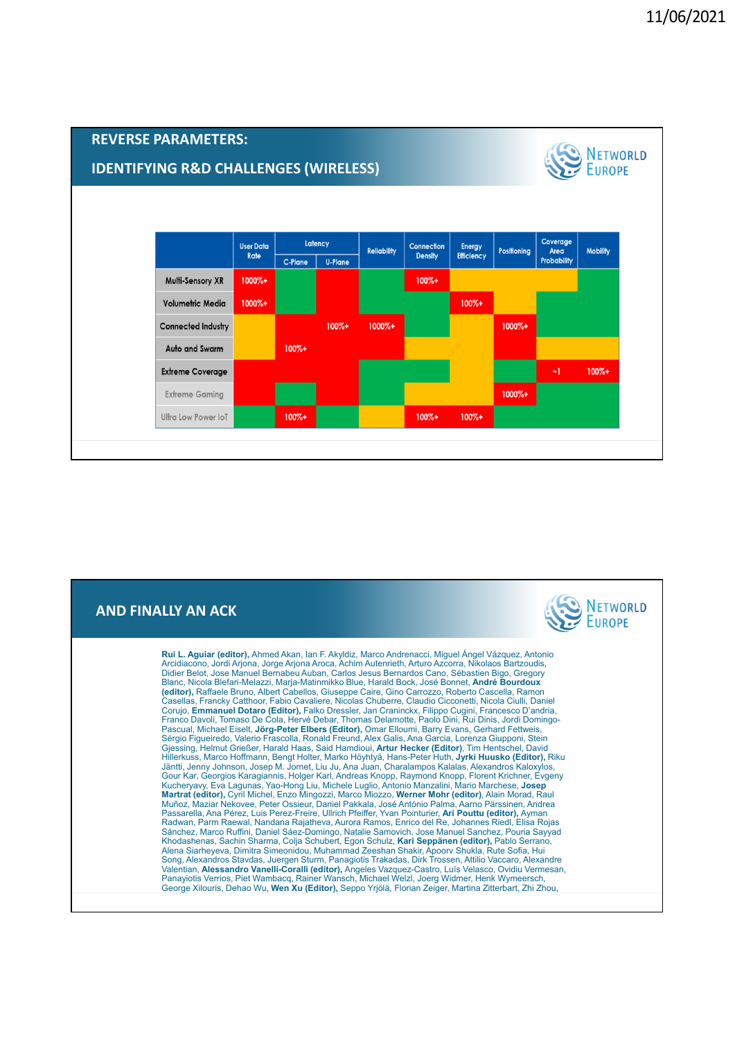## REVERSE PARAMETERS:

## IDENTIFYING R&D CHALLENGES (WIRELESS)

NetWorld Europe

| | User Data Rate | Latency | | Reliability | Connection Density | Energy Efficiency | Positioning | Coverage Area Probability | Mobility |
|---|---|---|---|---|---|---|---|---|---|
| | | C-Plane | U-Plane | | | | | | |
| Multi-Sensory XR | 1000%+ | | | | 100%+ | | | | |
| Volumetric Media | 1000%+ | | | | | 100%+ | | | |
| Connected Industry | | | 100%+ | 1000%+ | | | 1000%+ | | |
| Auto and Swarm | | 100%+ | | | | | | | |
| Extreme Coverage | | | | | | | | ~1 | 100%+ |
| Extreme Gaming | | | | | | | 1000%+ | | |
| Ultra Low Power IoT | | 100%+ | | | 100%+ | 100%+ | | | |

## AND FINALLY AN ACK

NetWorld Europe

**Rui L. Aguiar (editor)**, Ahmed Akan, Ian F. Akyldiz, Marco Andrenacci, Miguel Ángel Vázquez, Antonio Arcidiacono, Jordi Arjona, Jorge Arjona Aroca, Achim Autenrieth, Arturo Azcorra, Nikolaos Bartzoudis, Didier Belot, Jose Manuel Bernabeu Auban, Carlos Jesus Bernardos Cano, Sébastien Bigo, Gregory Blanc, Nicola Blefari-Melazzi, Marja-Matinmikko Blue, Harald Bock, José Bonnet, **André Bourdoux (editor)**, Raffaele Bruno, Albert Cabellos, Giuseppe Caire, Gino Carrozzo, Roberto Cascella, Ramon Casellas, Francky Catthoor, Fabio Cavaliere, Nicolas Chuberre, Claudio Cicconetti, Nicola Ciulli, Daniel Corujo, **Emmanuel Dotaro (Editor)**, Falko Dressler, Jan Craninckx, Filippo Cugini, Francesco D'andria, Franco Davoli, Tomaso De Cola, Hervé Debar, Thomas Delamotte, Paolo Dini, Rui Dinis, Jordi Domingo-Pascual, Michael Eiselt, **Jörg-Peter Elbers (Editor)**, Omar Elloumi, Barry Evans, Gerhard Fettweis, Sérgio Figueiredo, Valerio Frascolla, Ronald Freund, Alex Galis, Ana Garcia, Lorenza Giupponi, Stein Gjessing, Helmut Grießer, Harald Haas, Said Hamdioui, **Artur Hecker (Editor)**, Tim Hentschel, David Hillerkuss, Marco Hoffmann, Bengt Holter, Marko Höyhtyä, Hans-Peter Huth, **Jyrki Huusko (Editor)**, Riku Jäntti, Jenny Johnson, Josep M. Jornet, Liu Ju, Ana Juan, Charalampos Kalalas, Alexandros Kaloxylos, Gour Kar, Georgios Karagiannis, Holger Karl, Andreas Knopp, Raymond Knopp, Florent Krichner, Evgeny Kucheryavy, Eva Lagunas, Yao-Hong Liu, Michele Luglio, Antonio Manzalini, Mario Marchese, **Josep Martrat (editor)**, Cyril Michel, Enzo Mingozzi, Marco Miozzo, **Werner Mohr (editor)**, Alain Morad, Raul Muñoz, Maziar Nekovee, Peter Ossieur, Daniel Pakkala, José António Palma, Aarno Pärssinen, Andrea Passarella, Ana Pérez, Luis Perez-Freire, Ullrich Pfeiffer, Yvan Pointurier, **Ari Pouttu (editor)**, Ayman Radwan, Parm Raewal, Nandana Rajatheva, Aurora Ramos, Enrico del Re, Johannes Riedl, Elisa Rojas Sánchez, Marco Ruffini, Daniel Sáez-Domingo, Natalie Samovich, Jose Manuel Sanchez, Pouria Sayyad Khodashenas, Sachin Sharma, Colja Schubert, Egon Schulz, **Kari Seppänen (editor)**, Pablo Serrano, Alena Siarheyeva, Dimitra Simeonidou, Muhammad Zeeshan Shakir, Apoorv Shukla, Rute Sofia, Hui Song, Alexandros Stavdas, Juergen Sturm, Panagiotis Trakadas, Dirk Trossen, Attilio Vaccaro, Alexandre Valentian, **Alessandro Vanelli-Coralli (editor)**, Angeles Vazquez-Castro, Luís Velasco, Ovidiu Vermesan, Panayiotis Verrios, Piet Wambacq, Rainer Wansch, Michael Welzl, Joerg Widmer, Henk Wymeersch, George Xilouris, Dehao Wu, **Wen Xu (Editor)**, Seppo Yrjölä, Florian Zeiger, Martina Zitterbart, Zhi Zhou,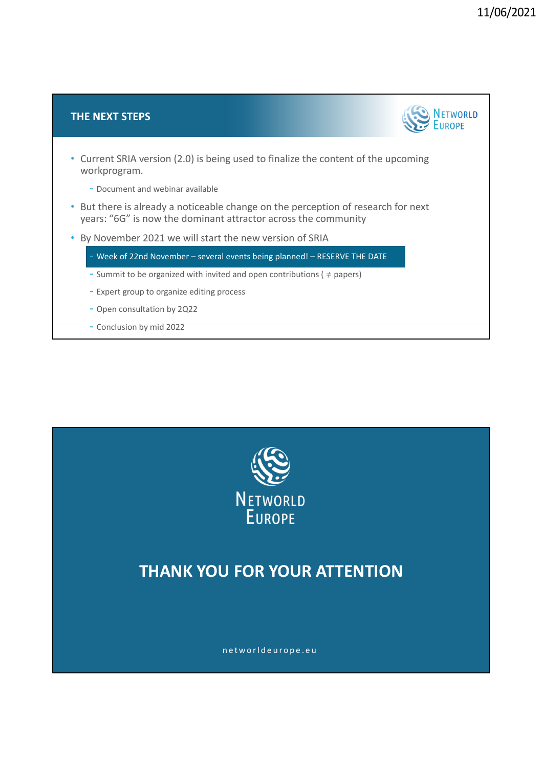## THE NEXT STEPS

NETWORLD EUROPE

- Current SRIA version (2.0) is being used to finalize the content of the upcoming workprogram.
  - Document and webinar available
- But there is already a noticeable change on the perception of research for next years: "6G" is now the dominant attractor across the community
- By November 2021 we will start the new version of SRIA
  - Week of 22nd November – several events being planned! – RESERVE THE DATE
  - Summit to be organized with invited and open contributions ( ≠ papers)
  - Expert group to organize editing process
  - Open consultation by 2Q22
  - Conclusion by mid 2022

NETWORLD EUROPE

## THANK YOU FOR YOUR ATTENTION

networldeurope.eu